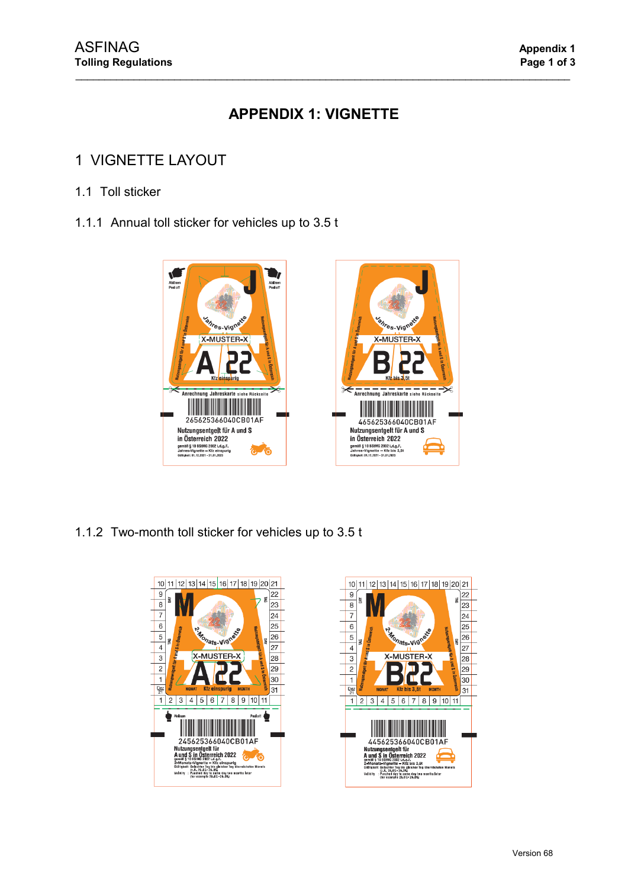# APPENDIX 1: VIGNETTE

## 1 VIGNETTE LAYOUT

### 1.1 Toll sticker

#### 1.1.1 Annual toll sticker for vehicles up to 3.5 t

#### 1.1.2 Two-month toll sticker for vehicles up to 3.5 t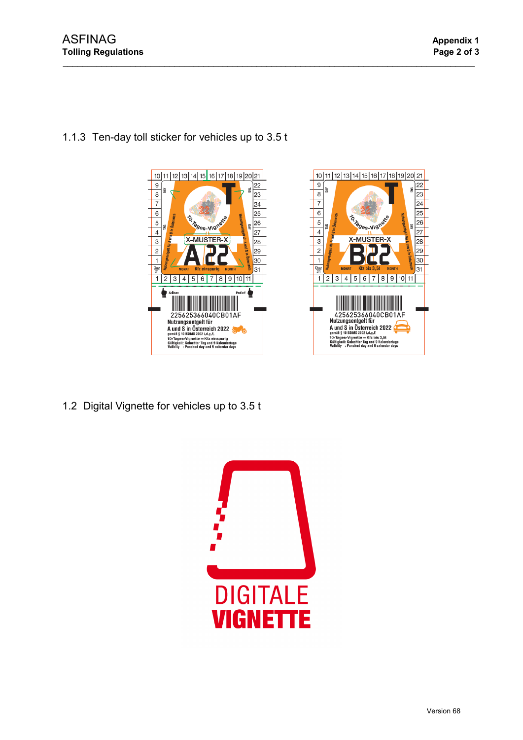### 1.1.3 Ten-day toll sticker for vehicles up to 3.5 t

### 1.2 Digital Vignette for vehicles up to 3.5 t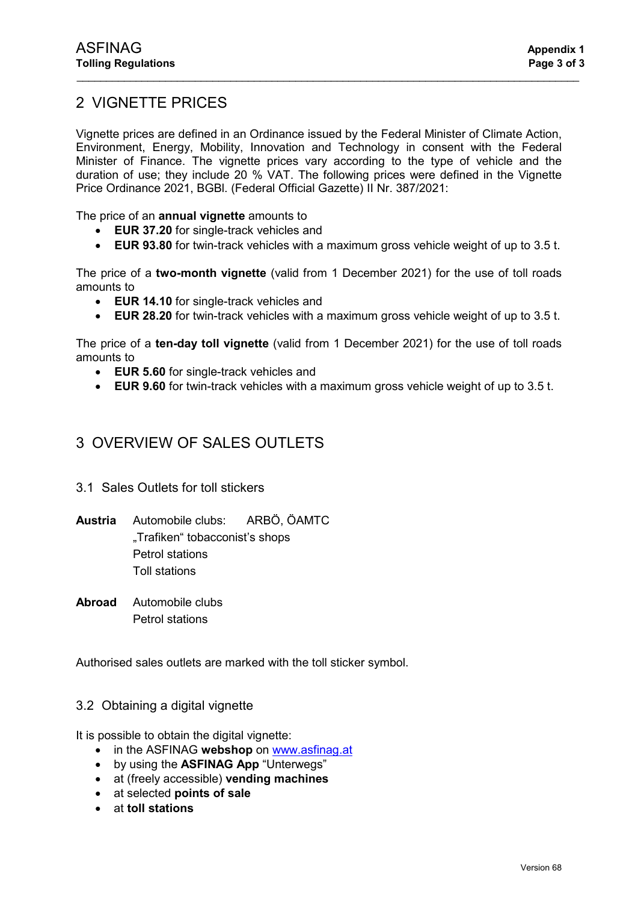## 2 VIGNETTE PRICES

Vignette prices are defined in an Ordinance issued by the Federal Minister of Climate Action, Environment, Energy, Mobility, Innovation and Technology in consent with the Federal Minister of Finance. The vignette prices vary according to the type of vehicle and the duration of use; they include 20 % VAT. The following prices were defined in the Vignette Price Ordinance 2021, BGBl. (Federal Official Gazette) II Nr. 387/2021:

The price of an **annual vignette** amounts to

- **EUR 37.20** for single-track vehicles and
- **EUR 93.80** for twin-track vehicles with a maximum gross vehicle weight of up to 3.5 t.

The price of a **two-month vignette** (valid from 1 December 2021) for the use of toll roads amounts to

- **EUR 14.10** for single-track vehicles and
- **EUR 28.20** for twin-track vehicles with a maximum gross vehicle weight of up to 3.5 t.

The price of a **ten-day toll vignette** (valid from 1 December 2021) for the use of toll roads amounts to

- **EUR 5.60** for single-track vehicles and
- **EUR 9.60** for twin-track vehicles with a maximum gross vehicle weight of up to 3.5 t.

## 3 OVERVIEW OF SALES OUTLETS

### 3.1 Sales Outlets for toll stickers

**Austria**
Automobile clubs: ARBÖ, ÖAMTC
„Trafiken" tobacconist's shops
Petrol stations
Toll stations

**Abroad**
Automobile clubs
Petrol stations

Authorised sales outlets are marked with the toll sticker symbol.

### 3.2 Obtaining a digital vignette

It is possible to obtain the digital vignette:

- in the ASFINAG **webshop** on www.asfinag.at
- by using the **ASFINAG App** "Unterwegs"
- at (freely accessible) **vending machines**
- at selected **points of sale**
- at **toll stations**